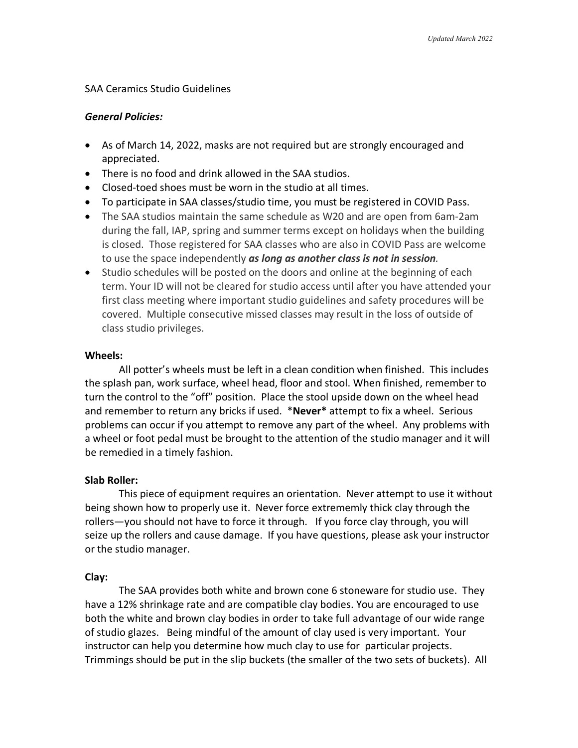SAA Ceramics Studio Guidelines

***General Policies:***

- As of March 14, 2022, masks are not required but are strongly encouraged and appreciated.
- There is no food and drink allowed in the SAA studios.
- Closed-toed shoes must be worn in the studio at all times.
- To participate in SAA classes/studio time, you must be registered in COVID Pass.
- The SAA studios maintain the same schedule as W20 and are open from 6am-2am during the fall, IAP, spring and summer terms except on holidays when the building is closed. Those registered for SAA classes who are also in COVID Pass are welcome to use the space independently ***as long as another class is not in session***.
- Studio schedules will be posted on the doors and online at the beginning of each term. Your ID will not be cleared for studio access until after you have attended your first class meeting where important studio guidelines and safety procedures will be covered. Multiple consecutive missed classes may result in the loss of outside of class studio privileges.

**Wheels:**

All potter's wheels must be left in a clean condition when finished. This includes the splash pan, work surface, wheel head, floor and stool. When finished, remember to turn the control to the "off" position. Place the stool upside down on the wheel head and remember to return any bricks if used. ***Never*** attempt to fix a wheel. Serious problems can occur if you attempt to remove any part of the wheel. Any problems with a wheel or foot pedal must be brought to the attention of the studio manager and it will be remedied in a timely fashion.

**Slab Roller:**

This piece of equipment requires an orientation. Never attempt to use it without being shown how to properly use it. Never force extrememly thick clay through the rollers—you should not have to force it through. If you force clay through, you will seize up the rollers and cause damage. If you have questions, please ask your instructor or the studio manager.

**Clay:**

The SAA provides both white and brown cone 6 stoneware for studio use. They have a 12% shrinkage rate and are compatible clay bodies. You are encouraged to use both the white and brown clay bodies in order to take full advantage of our wide range of studio glazes. Being mindful of the amount of clay used is very important. Your instructor can help you determine how much clay to use for particular projects. Trimmings should be put in the slip buckets (the smaller of the two sets of buckets). All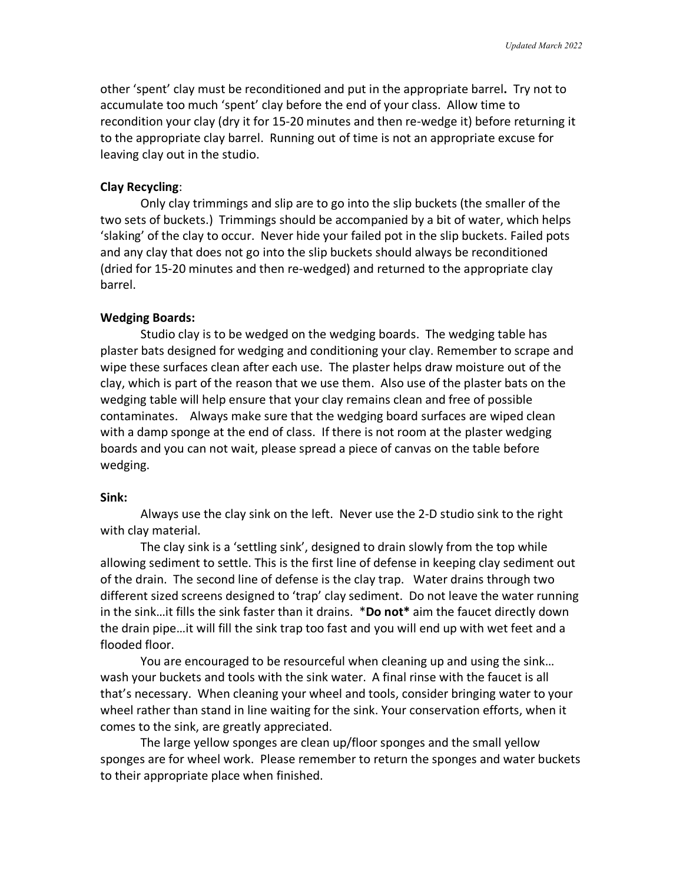other 'spent' clay must be reconditioned and put in the appropriate barrel**.** Try not to accumulate too much 'spent' clay before the end of your class. Allow time to recondition your clay (dry it for 15-20 minutes and then re-wedge it) before returning it to the appropriate clay barrel. Running out of time is not an appropriate excuse for leaving clay out in the studio.

**Clay Recycling**:

Only clay trimmings and slip are to go into the slip buckets (the smaller of the two sets of buckets.) Trimmings should be accompanied by a bit of water, which helps 'slaking' of the clay to occur. Never hide your failed pot in the slip buckets. Failed pots and any clay that does not go into the slip buckets should always be reconditioned (dried for 15-20 minutes and then re-wedged) and returned to the appropriate clay barrel.

**Wedging Boards:**

Studio clay is to be wedged on the wedging boards. The wedging table has plaster bats designed for wedging and conditioning your clay. Remember to scrape and wipe these surfaces clean after each use. The plaster helps draw moisture out of the clay, which is part of the reason that we use them. Also use of the plaster bats on the wedging table will help ensure that your clay remains clean and free of possible contaminates. Always make sure that the wedging board surfaces are wiped clean with a damp sponge at the end of class. If there is not room at the plaster wedging boards and you can not wait, please spread a piece of canvas on the table before wedging.

**Sink:**

Always use the clay sink on the left. Never use the 2-D studio sink to the right with clay material.

The clay sink is a 'settling sink', designed to drain slowly from the top while allowing sediment to settle. This is the first line of defense in keeping clay sediment out of the drain. The second line of defense is the clay trap. Water drains through two different sized screens designed to 'trap' clay sediment. Do not leave the water running in the sink…it fills the sink faster than it drains. ***Do not*** aim the faucet directly down the drain pipe…it will fill the sink trap too fast and you will end up with wet feet and a flooded floor.

You are encouraged to be resourceful when cleaning up and using the sink… wash your buckets and tools with the sink water. A final rinse with the faucet is all that's necessary. When cleaning your wheel and tools, consider bringing water to your wheel rather than stand in line waiting for the sink. Your conservation efforts, when it comes to the sink, are greatly appreciated.

The large yellow sponges are clean up/floor sponges and the small yellow sponges are for wheel work. Please remember to return the sponges and water buckets to their appropriate place when finished.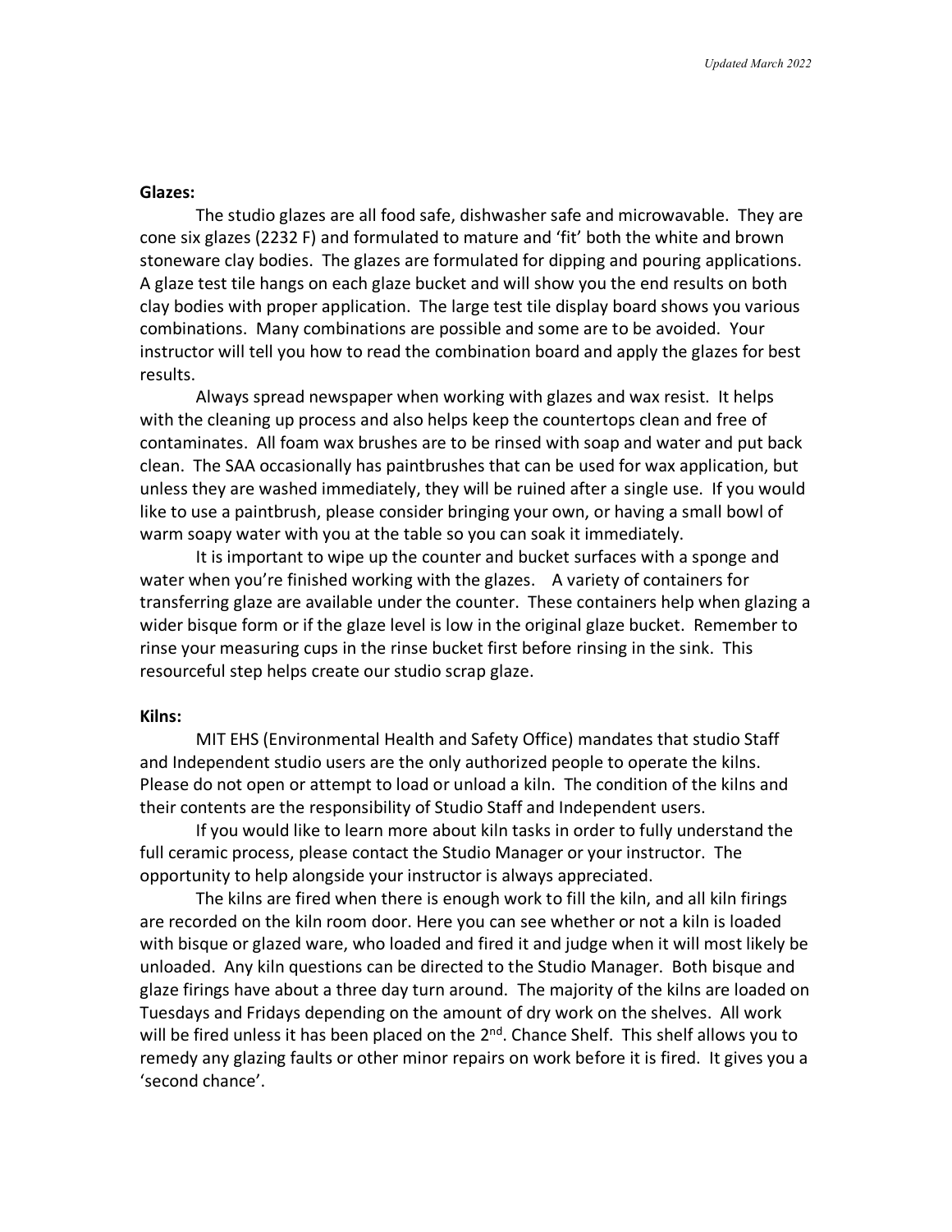**Glazes:**

The studio glazes are all food safe, dishwasher safe and microwavable. They are cone six glazes (2232 F) and formulated to mature and 'fit' both the white and brown stoneware clay bodies. The glazes are formulated for dipping and pouring applications. A glaze test tile hangs on each glaze bucket and will show you the end results on both clay bodies with proper application. The large test tile display board shows you various combinations. Many combinations are possible and some are to be avoided. Your instructor will tell you how to read the combination board and apply the glazes for best results.

Always spread newspaper when working with glazes and wax resist. It helps with the cleaning up process and also helps keep the countertops clean and free of contaminates. All foam wax brushes are to be rinsed with soap and water and put back clean. The SAA occasionally has paintbrushes that can be used for wax application, but unless they are washed immediately, they will be ruined after a single use. If you would like to use a paintbrush, please consider bringing your own, or having a small bowl of warm soapy water with you at the table so you can soak it immediately.

It is important to wipe up the counter and bucket surfaces with a sponge and water when you're finished working with the glazes. A variety of containers for transferring glaze are available under the counter. These containers help when glazing a wider bisque form or if the glaze level is low in the original glaze bucket. Remember to rinse your measuring cups in the rinse bucket first before rinsing in the sink. This resourceful step helps create our studio scrap glaze.

**Kilns:**

MIT EHS (Environmental Health and Safety Office) mandates that studio Staff and Independent studio users are the only authorized people to operate the kilns. Please do not open or attempt to load or unload a kiln. The condition of the kilns and their contents are the responsibility of Studio Staff and Independent users.

If you would like to learn more about kiln tasks in order to fully understand the full ceramic process, please contact the Studio Manager or your instructor. The opportunity to help alongside your instructor is always appreciated.

The kilns are fired when there is enough work to fill the kiln, and all kiln firings are recorded on the kiln room door. Here you can see whether or not a kiln is loaded with bisque or glazed ware, who loaded and fired it and judge when it will most likely be unloaded. Any kiln questions can be directed to the Studio Manager. Both bisque and glaze firings have about a three day turn around. The majority of the kilns are loaded on Tuesdays and Fridays depending on the amount of dry work on the shelves. All work will be fired unless it has been placed on the 2nd. Chance Shelf. This shelf allows you to remedy any glazing faults or other minor repairs on work before it is fired. It gives you a 'second chance'.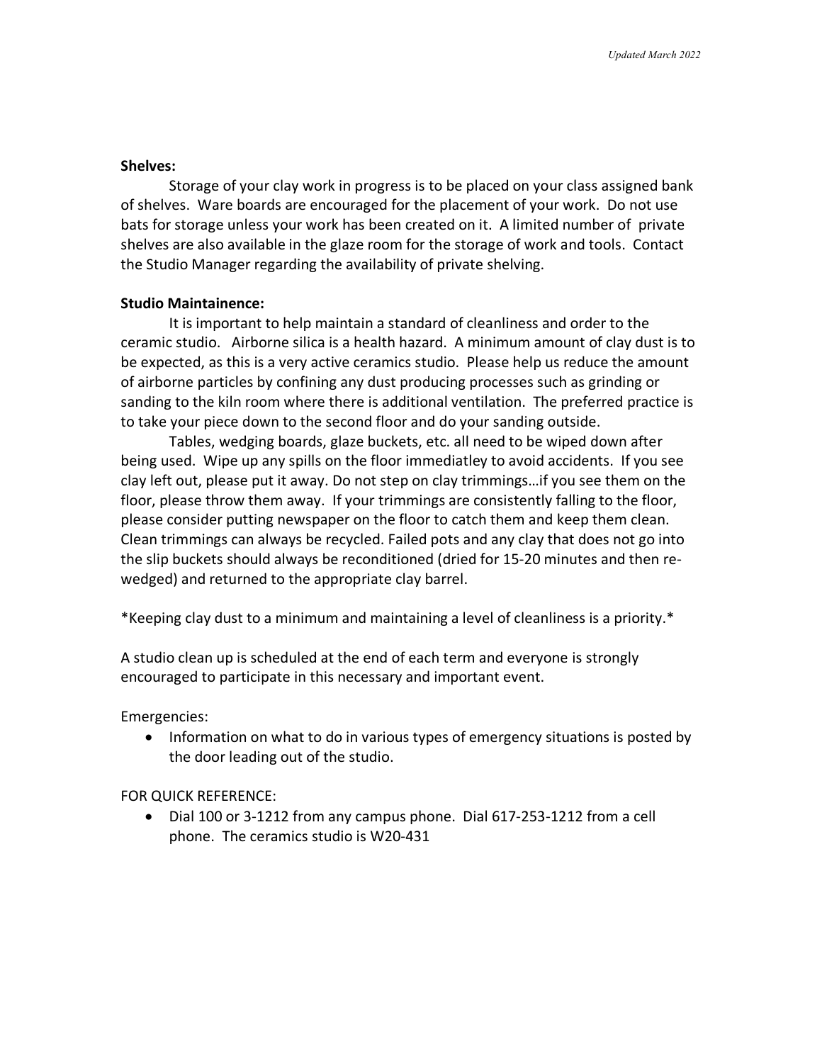**Shelves:**

Storage of your clay work in progress is to be placed on your class assigned bank of shelves. Ware boards are encouraged for the placement of your work. Do not use bats for storage unless your work has been created on it. A limited number of private shelves are also available in the glaze room for the storage of work and tools. Contact the Studio Manager regarding the availability of private shelving.

**Studio Maintainence:**

It is important to help maintain a standard of cleanliness and order to the ceramic studio. Airborne silica is a health hazard. A minimum amount of clay dust is to be expected, as this is a very active ceramics studio. Please help us reduce the amount of airborne particles by confining any dust producing processes such as grinding or sanding to the kiln room where there is additional ventilation. The preferred practice is to take your piece down to the second floor and do your sanding outside.

Tables, wedging boards, glaze buckets, etc. all need to be wiped down after being used. Wipe up any spills on the floor immediatley to avoid accidents. If you see clay left out, please put it away. Do not step on clay trimmings…if you see them on the floor, please throw them away. If your trimmings are consistently falling to the floor, please consider putting newspaper on the floor to catch them and keep them clean. Clean trimmings can always be recycled. Failed pots and any clay that does not go into the slip buckets should always be reconditioned (dried for 15-20 minutes and then re-wedged) and returned to the appropriate clay barrel.

*Keeping clay dust to a minimum and maintaining a level of cleanliness is a priority.*

A studio clean up is scheduled at the end of each term and everyone is strongly encouraged to participate in this necessary and important event.

Emergencies:

- Information on what to do in various types of emergency situations is posted by the door leading out of the studio.

FOR QUICK REFERENCE:

- Dial 100 or 3-1212 from any campus phone. Dial 617-253-1212 from a cell phone. The ceramics studio is W20-431